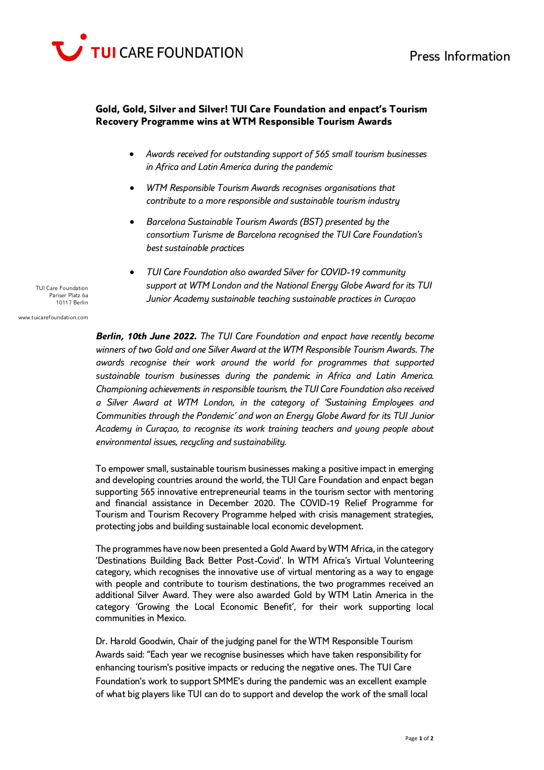TUI CARE FOUNDATION

Press Information

**Gold, Gold, Silver and Silver! TUI Care Foundation and enpact's Tourism Recovery Programme wins at WTM Responsible Tourism Awards**

- *Awards received for outstanding support of 565 small tourism businesses in Africa and Latin America during the pandemic*
- *WTM Responsible Tourism Awards recognises organisations that contribute to a more responsible and sustainable tourism industry*
- *Barcelona Sustainable Tourism Awards (BST) presented by the consortium Turisme de Barcelona recognised the TUI Care Foundation's best sustainable practices*
- *TUI Care Foundation also awarded Silver for COVID-19 community support at WTM London and the National Energy Globe Award for its TUI Junior Academy sustainable teaching sustainable practices in Curaçao*

TUI Care Foundation
Pariser Platz 6a
10117 Berlin

www.tuicarefoundation.com

***Berlin, 10th June 2022.*** *The TUI Care Foundation and enpact have recently become winners of two Gold and one Silver Award at the WTM Responsible Tourism Awards. The awards recognise their work around the world for programmes that supported sustainable tourism businesses during the pandemic in Africa and Latin America. Championing achievements in responsible tourism, the TUI Care Foundation also received a Silver Award at WTM London, in the category of 'Sustaining Employees and Communities through the Pandemic' and won an Energy Globe Award for its TUI Junior Academy in Curaçao, to recognise its work training teachers and young people about environmental issues, recycling and sustainability.*

To empower small, sustainable tourism businesses making a positive impact in emerging and developing countries around the world, the TUI Care Foundation and enpact began supporting 565 innovative entrepreneurial teams in the tourism sector with mentoring and financial assistance in December 2020. The COVID-19 Relief Programme for Tourism and Tourism Recovery Programme helped with crisis management strategies, protecting jobs and building sustainable local economic development.

The programmes have now been presented a Gold Award by WTM Africa, in the category 'Destinations Building Back Better Post-Covid'. In WTM Africa's Virtual Volunteering category, which recognises the innovative use of virtual mentoring as a way to engage with people and contribute to tourism destinations, the two programmes received an additional Silver Award. They were also awarded Gold by WTM Latin America in the category 'Growing the Local Economic Benefit', for their work supporting local communities in Mexico.

Dr. Harold Goodwin, Chair of the judging panel for the WTM Responsible Tourism Awards said: "Each year we recognise businesses which have taken responsibility for enhancing tourism's positive impacts or reducing the negative ones. The TUI Care Foundation's work to support SMME's during the pandemic was an excellent example of what big players like TUI can do to support and develop the work of the small local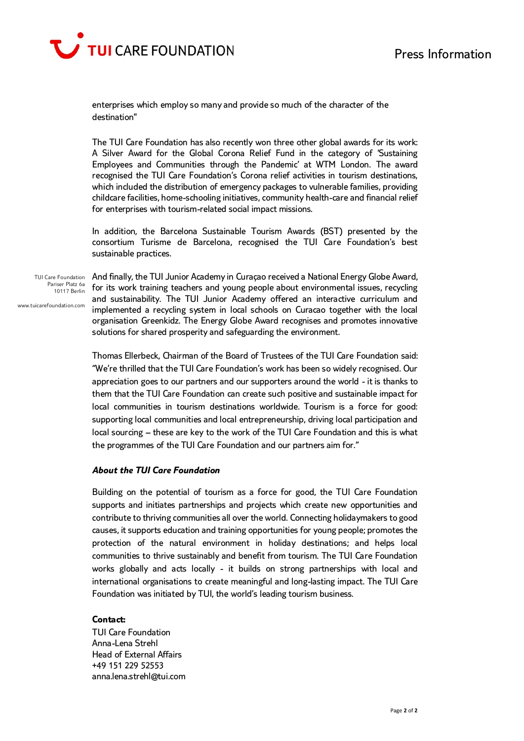enterprises which employ so many and provide so much of the character of the destination"

The TUI Care Foundation has also recently won three other global awards for its work: A Silver Award for the Global Corona Relief Fund in the category of 'Sustaining Employees and Communities through the Pandemic' at WTM London. The award recognised the TUI Care Foundation's Corona relief activities in tourism destinations, which included the distribution of emergency packages to vulnerable families, providing childcare facilities, home-schooling initiatives, community health-care and financial relief for enterprises with tourism-related social impact missions.

In addition, the Barcelona Sustainable Tourism Awards (BST) presented by the consortium Turisme de Barcelona, recognised the TUI Care Foundation's best sustainable practices.

TUI Care Foundation
Pariser Platz 6a
10117 Berlin

www.tuicarefoundation.com

And finally, the TUI Junior Academy in Curaçao received a National Energy Globe Award, for its work training teachers and young people about environmental issues, recycling and sustainability. The TUI Junior Academy offered an interactive curriculum and implemented a recycling system in local schools on Curacao together with the local organisation Greenkidz. The Energy Globe Award recognises and promotes innovative solutions for shared prosperity and safeguarding the environment.

Thomas Ellerbeck, Chairman of the Board of Trustees of the TUI Care Foundation said: "We're thrilled that the TUI Care Foundation's work has been so widely recognised. Our appreciation goes to our partners and our supporters around the world - it is thanks to them that the TUI Care Foundation can create such positive and sustainable impact for local communities in tourism destinations worldwide. Tourism is a force for good: supporting local communities and local entrepreneurship, driving local participation and local sourcing – these are key to the work of the TUI Care Foundation and this is what the programmes of the TUI Care Foundation and our partners aim for."

***About the TUI Care Foundation***

Building on the potential of tourism as a force for good, the TUI Care Foundation supports and initiates partnerships and projects which create new opportunities and contribute to thriving communities all over the world. Connecting holidaymakers to good causes, it supports education and training opportunities for young people; promotes the protection of the natural environment in holiday destinations; and helps local communities to thrive sustainably and benefit from tourism. The TUI Care Foundation works globally and acts locally - it builds on strong partnerships with local and international organisations to create meaningful and long-lasting impact. The TUI Care Foundation was initiated by TUI, the world's leading tourism business.

**Contact:**
TUI Care Foundation
Anna-Lena Strehl
Head of External Affairs
+49 151 229 52553
anna.lena.strehl@tui.com